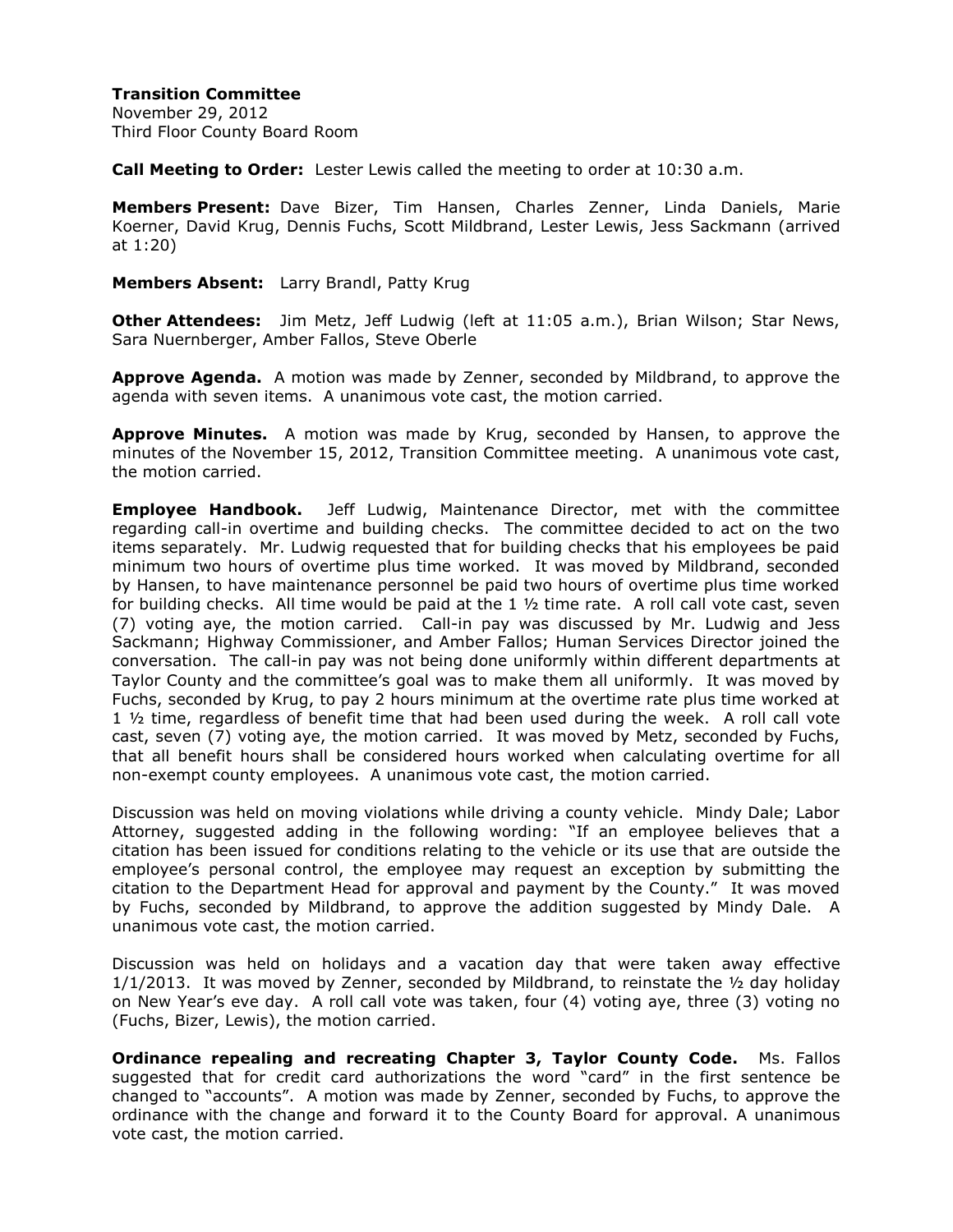**Transition Committee**
November 29, 2012
Third Floor County Board Room

**Call Meeting to Order:** Lester Lewis called the meeting to order at 10:30 a.m.

**Members Present:** Dave Bizer, Tim Hansen, Charles Zenner, Linda Daniels, Marie Koerner, David Krug, Dennis Fuchs, Scott Mildbrand, Lester Lewis, Jess Sackmann (arrived at 1:20)

**Members Absent:** Larry Brandl, Patty Krug

**Other Attendees:** Jim Metz, Jeff Ludwig (left at 11:05 a.m.), Brian Wilson; Star News, Sara Nuernberger, Amber Fallos, Steve Oberle

**Approve Agenda.** A motion was made by Zenner, seconded by Mildbrand, to approve the agenda with seven items. A unanimous vote cast, the motion carried.

**Approve Minutes.** A motion was made by Krug, seconded by Hansen, to approve the minutes of the November 15, 2012, Transition Committee meeting. A unanimous vote cast, the motion carried.

**Employee Handbook.** Jeff Ludwig, Maintenance Director, met with the committee regarding call-in overtime and building checks. The committee decided to act on the two items separately. Mr. Ludwig requested that for building checks that his employees be paid minimum two hours of overtime plus time worked. It was moved by Mildbrand, seconded by Hansen, to have maintenance personnel be paid two hours of overtime plus time worked for building checks. All time would be paid at the 1 ½ time rate. A roll call vote cast, seven (7) voting aye, the motion carried. Call-in pay was discussed by Mr. Ludwig and Jess Sackmann; Highway Commissioner, and Amber Fallos; Human Services Director joined the conversation. The call-in pay was not being done uniformly within different departments at Taylor County and the committee's goal was to make them all uniformly. It was moved by Fuchs, seconded by Krug, to pay 2 hours minimum at the overtime rate plus time worked at 1 ½ time, regardless of benefit time that had been used during the week. A roll call vote cast, seven (7) voting aye, the motion carried. It was moved by Metz, seconded by Fuchs, that all benefit hours shall be considered hours worked when calculating overtime for all non-exempt county employees. A unanimous vote cast, the motion carried.

Discussion was held on moving violations while driving a county vehicle. Mindy Dale; Labor Attorney, suggested adding in the following wording: "If an employee believes that a citation has been issued for conditions relating to the vehicle or its use that are outside the employee's personal control, the employee may request an exception by submitting the citation to the Department Head for approval and payment by the County." It was moved by Fuchs, seconded by Mildbrand, to approve the addition suggested by Mindy Dale. A unanimous vote cast, the motion carried.

Discussion was held on holidays and a vacation day that were taken away effective 1/1/2013. It was moved by Zenner, seconded by Mildbrand, to reinstate the ½ day holiday on New Year's eve day. A roll call vote was taken, four (4) voting aye, three (3) voting no (Fuchs, Bizer, Lewis), the motion carried.

**Ordinance repealing and recreating Chapter 3, Taylor County Code.** Ms. Fallos suggested that for credit card authorizations the word "card" in the first sentence be changed to "accounts". A motion was made by Zenner, seconded by Fuchs, to approve the ordinance with the change and forward it to the County Board for approval. A unanimous vote cast, the motion carried.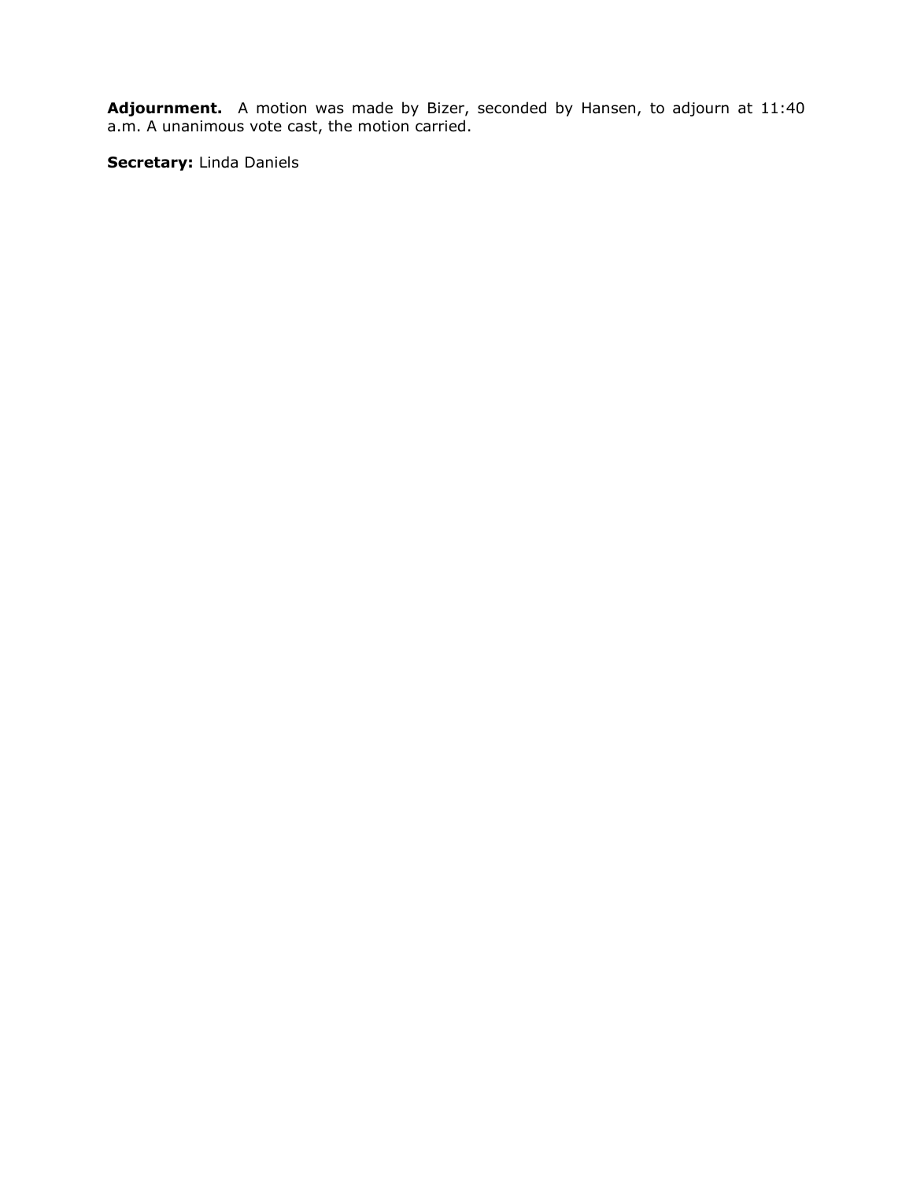**Adjournment.** A motion was made by Bizer, seconded by Hansen, to adjourn at 11:40 a.m. A unanimous vote cast, the motion carried.

**Secretary:** Linda Daniels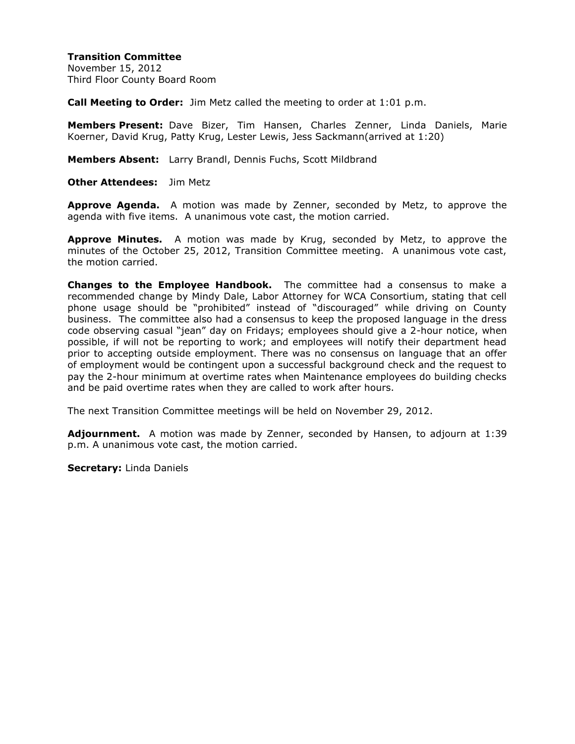**Transition Committee**
November 15, 2012
Third Floor County Board Room

**Call Meeting to Order:** Jim Metz called the meeting to order at 1:01 p.m.

**Members Present:** Dave Bizer, Tim Hansen, Charles Zenner, Linda Daniels, Marie Koerner, David Krug, Patty Krug, Lester Lewis, Jess Sackmann(arrived at 1:20)

**Members Absent:** Larry Brandl, Dennis Fuchs, Scott Mildbrand

**Other Attendees:** Jim Metz

**Approve Agenda.** A motion was made by Zenner, seconded by Metz, to approve the agenda with five items. A unanimous vote cast, the motion carried.

**Approve Minutes.** A motion was made by Krug, seconded by Metz, to approve the minutes of the October 25, 2012, Transition Committee meeting. A unanimous vote cast, the motion carried.

**Changes to the Employee Handbook.** The committee had a consensus to make a recommended change by Mindy Dale, Labor Attorney for WCA Consortium, stating that cell phone usage should be "prohibited" instead of "discouraged" while driving on County business. The committee also had a consensus to keep the proposed language in the dress code observing casual "jean" day on Fridays; employees should give a 2-hour notice, when possible, if will not be reporting to work; and employees will notify their department head prior to accepting outside employment. There was no consensus on language that an offer of employment would be contingent upon a successful background check and the request to pay the 2-hour minimum at overtime rates when Maintenance employees do building checks and be paid overtime rates when they are called to work after hours.

The next Transition Committee meetings will be held on November 29, 2012.

**Adjournment.** A motion was made by Zenner, seconded by Hansen, to adjourn at 1:39 p.m. A unanimous vote cast, the motion carried.

**Secretary:** Linda Daniels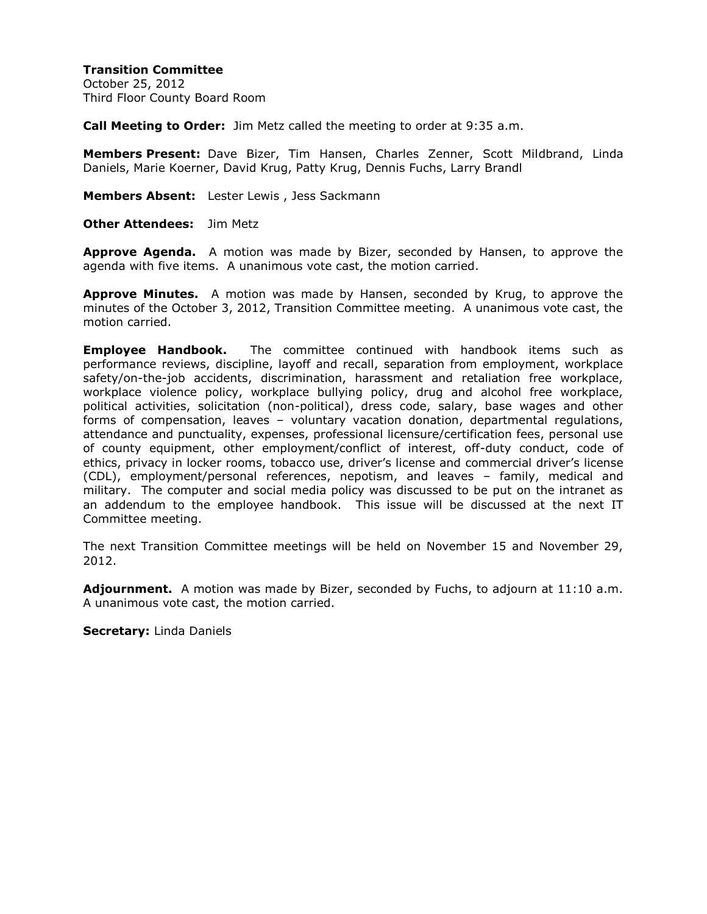**Transition Committee**
October 25, 2012
Third Floor County Board Room

**Call Meeting to Order:** Jim Metz called the meeting to order at 9:35 a.m.

**Members Present:** Dave Bizer, Tim Hansen, Charles Zenner, Scott Mildbrand, Linda Daniels, Marie Koerner, David Krug, Patty Krug, Dennis Fuchs, Larry Brandl

**Members Absent:** Lester Lewis , Jess Sackmann

**Other Attendees:** Jim Metz

**Approve Agenda.** A motion was made by Bizer, seconded by Hansen, to approve the agenda with five items. A unanimous vote cast, the motion carried.

**Approve Minutes.** A motion was made by Hansen, seconded by Krug, to approve the minutes of the October 3, 2012, Transition Committee meeting. A unanimous vote cast, the motion carried.

**Employee Handbook.** The committee continued with handbook items such as performance reviews, discipline, layoff and recall, separation from employment, workplace safety/on-the-job accidents, discrimination, harassment and retaliation free workplace, workplace violence policy, workplace bullying policy, drug and alcohol free workplace, political activities, solicitation (non-political), dress code, salary, base wages and other forms of compensation, leaves – voluntary vacation donation, departmental regulations, attendance and punctuality, expenses, professional licensure/certification fees, personal use of county equipment, other employment/conflict of interest, off-duty conduct, code of ethics, privacy in locker rooms, tobacco use, driver's license and commercial driver's license (CDL), employment/personal references, nepotism, and leaves – family, medical and military. The computer and social media policy was discussed to be put on the intranet as an addendum to the employee handbook. This issue will be discussed at the next IT Committee meeting.

The next Transition Committee meetings will be held on November 15 and November 29, 2012.

**Adjournment.** A motion was made by Bizer, seconded by Fuchs, to adjourn at 11:10 a.m. A unanimous vote cast, the motion carried.

**Secretary:** Linda Daniels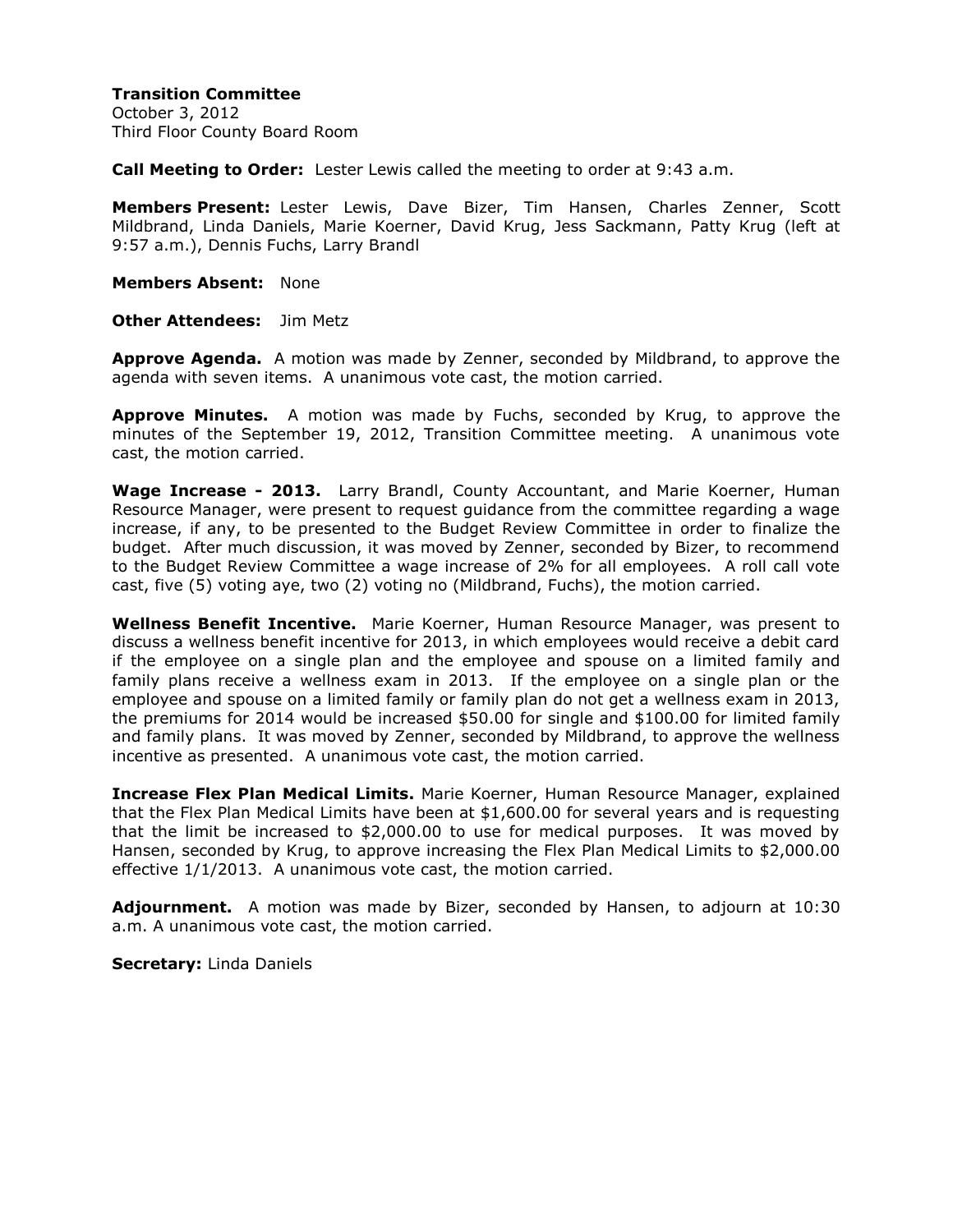**Transition Committee**
October 3, 2012
Third Floor County Board Room

**Call Meeting to Order:** Lester Lewis called the meeting to order at 9:43 a.m.

**Members Present:** Lester Lewis, Dave Bizer, Tim Hansen, Charles Zenner, Scott Mildbrand, Linda Daniels, Marie Koerner, David Krug, Jess Sackmann, Patty Krug (left at 9:57 a.m.), Dennis Fuchs, Larry Brandl

**Members Absent:** None

**Other Attendees:** Jim Metz

**Approve Agenda.** A motion was made by Zenner, seconded by Mildbrand, to approve the agenda with seven items. A unanimous vote cast, the motion carried.

**Approve Minutes.** A motion was made by Fuchs, seconded by Krug, to approve the minutes of the September 19, 2012, Transition Committee meeting. A unanimous vote cast, the motion carried.

**Wage Increase - 2013.** Larry Brandl, County Accountant, and Marie Koerner, Human Resource Manager, were present to request guidance from the committee regarding a wage increase, if any, to be presented to the Budget Review Committee in order to finalize the budget. After much discussion, it was moved by Zenner, seconded by Bizer, to recommend to the Budget Review Committee a wage increase of 2% for all employees. A roll call vote cast, five (5) voting aye, two (2) voting no (Mildbrand, Fuchs), the motion carried.

**Wellness Benefit Incentive.** Marie Koerner, Human Resource Manager, was present to discuss a wellness benefit incentive for 2013, in which employees would receive a debit card if the employee on a single plan and the employee and spouse on a limited family and family plans receive a wellness exam in 2013. If the employee on a single plan or the employee and spouse on a limited family or family plan do not get a wellness exam in 2013, the premiums for 2014 would be increased $50.00 for single and $100.00 for limited family and family plans. It was moved by Zenner, seconded by Mildbrand, to approve the wellness incentive as presented. A unanimous vote cast, the motion carried.

**Increase Flex Plan Medical Limits.** Marie Koerner, Human Resource Manager, explained that the Flex Plan Medical Limits have been at $1,600.00 for several years and is requesting that the limit be increased to $2,000.00 to use for medical purposes. It was moved by Hansen, seconded by Krug, to approve increasing the Flex Plan Medical Limits to $2,000.00 effective 1/1/2013. A unanimous vote cast, the motion carried.

**Adjournment.** A motion was made by Bizer, seconded by Hansen, to adjourn at 10:30 a.m. A unanimous vote cast, the motion carried.

**Secretary:** Linda Daniels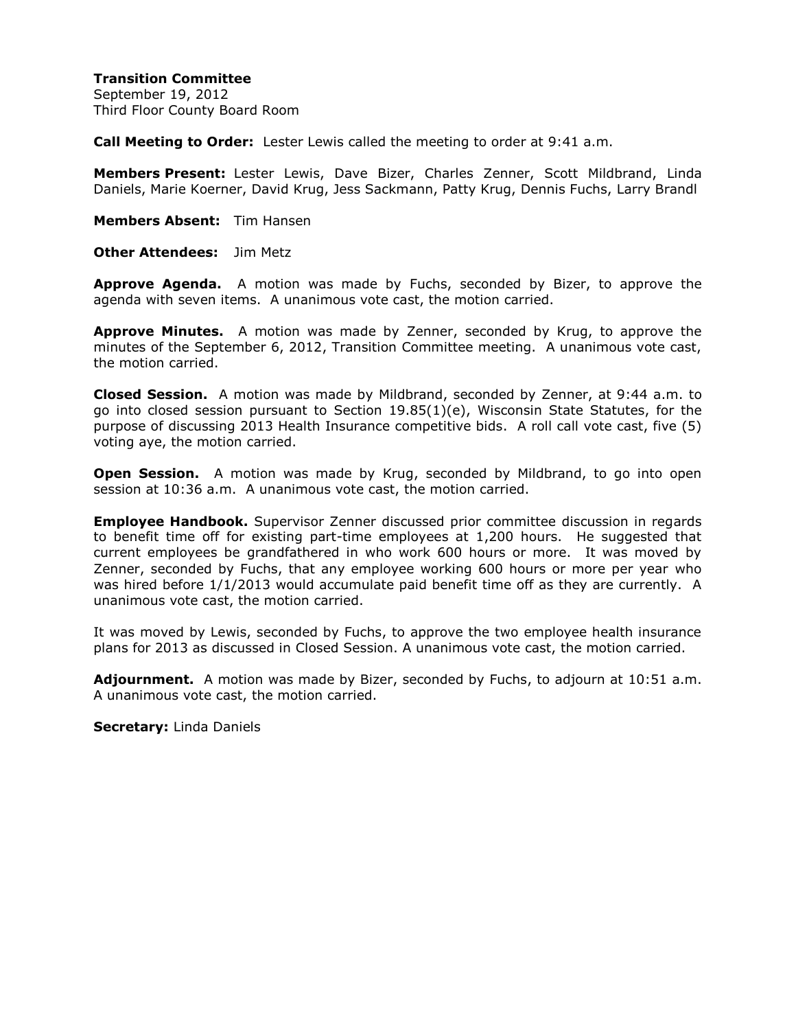**Transition Committee**
September 19, 2012
Third Floor County Board Room

**Call Meeting to Order:** Lester Lewis called the meeting to order at 9:41 a.m.

**Members Present:** Lester Lewis, Dave Bizer, Charles Zenner, Scott Mildbrand, Linda Daniels, Marie Koerner, David Krug, Jess Sackmann, Patty Krug, Dennis Fuchs, Larry Brandl

**Members Absent:** Tim Hansen

**Other Attendees:** Jim Metz

**Approve Agenda.** A motion was made by Fuchs, seconded by Bizer, to approve the agenda with seven items. A unanimous vote cast, the motion carried.

**Approve Minutes.** A motion was made by Zenner, seconded by Krug, to approve the minutes of the September 6, 2012, Transition Committee meeting. A unanimous vote cast, the motion carried.

**Closed Session.** A motion was made by Mildbrand, seconded by Zenner, at 9:44 a.m. to go into closed session pursuant to Section 19.85(1)(e), Wisconsin State Statutes, for the purpose of discussing 2013 Health Insurance competitive bids. A roll call vote cast, five (5) voting aye, the motion carried.

**Open Session.** A motion was made by Krug, seconded by Mildbrand, to go into open session at 10:36 a.m. A unanimous vote cast, the motion carried.

**Employee Handbook.** Supervisor Zenner discussed prior committee discussion in regards to benefit time off for existing part-time employees at 1,200 hours. He suggested that current employees be grandfathered in who work 600 hours or more. It was moved by Zenner, seconded by Fuchs, that any employee working 600 hours or more per year who was hired before 1/1/2013 would accumulate paid benefit time off as they are currently. A unanimous vote cast, the motion carried.

It was moved by Lewis, seconded by Fuchs, to approve the two employee health insurance plans for 2013 as discussed in Closed Session. A unanimous vote cast, the motion carried.

**Adjournment.** A motion was made by Bizer, seconded by Fuchs, to adjourn at 10:51 a.m. A unanimous vote cast, the motion carried.

**Secretary:** Linda Daniels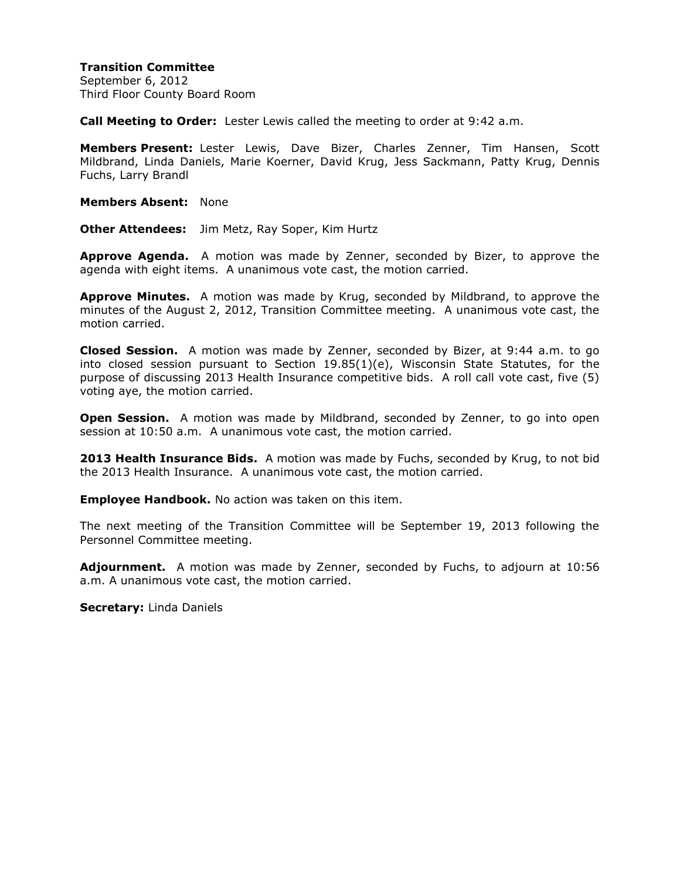**Transition Committee**
September 6, 2012
Third Floor County Board Room

**Call Meeting to Order:** Lester Lewis called the meeting to order at 9:42 a.m.

**Members Present:** Lester Lewis, Dave Bizer, Charles Zenner, Tim Hansen, Scott Mildbrand, Linda Daniels, Marie Koerner, David Krug, Jess Sackmann, Patty Krug, Dennis Fuchs, Larry Brandl

**Members Absent:** None

**Other Attendees:** Jim Metz, Ray Soper, Kim Hurtz

**Approve Agenda.** A motion was made by Zenner, seconded by Bizer, to approve the agenda with eight items. A unanimous vote cast, the motion carried.

**Approve Minutes.** A motion was made by Krug, seconded by Mildbrand, to approve the minutes of the August 2, 2012, Transition Committee meeting. A unanimous vote cast, the motion carried.

**Closed Session.** A motion was made by Zenner, seconded by Bizer, at 9:44 a.m. to go into closed session pursuant to Section 19.85(1)(e), Wisconsin State Statutes, for the purpose of discussing 2013 Health Insurance competitive bids. A roll call vote cast, five (5) voting aye, the motion carried.

**Open Session.** A motion was made by Mildbrand, seconded by Zenner, to go into open session at 10:50 a.m. A unanimous vote cast, the motion carried.

**2013 Health Insurance Bids.** A motion was made by Fuchs, seconded by Krug, to not bid the 2013 Health Insurance. A unanimous vote cast, the motion carried.

**Employee Handbook.** No action was taken on this item.

The next meeting of the Transition Committee will be September 19, 2013 following the Personnel Committee meeting.

**Adjournment.** A motion was made by Zenner, seconded by Fuchs, to adjourn at 10:56 a.m. A unanimous vote cast, the motion carried.

**Secretary:** Linda Daniels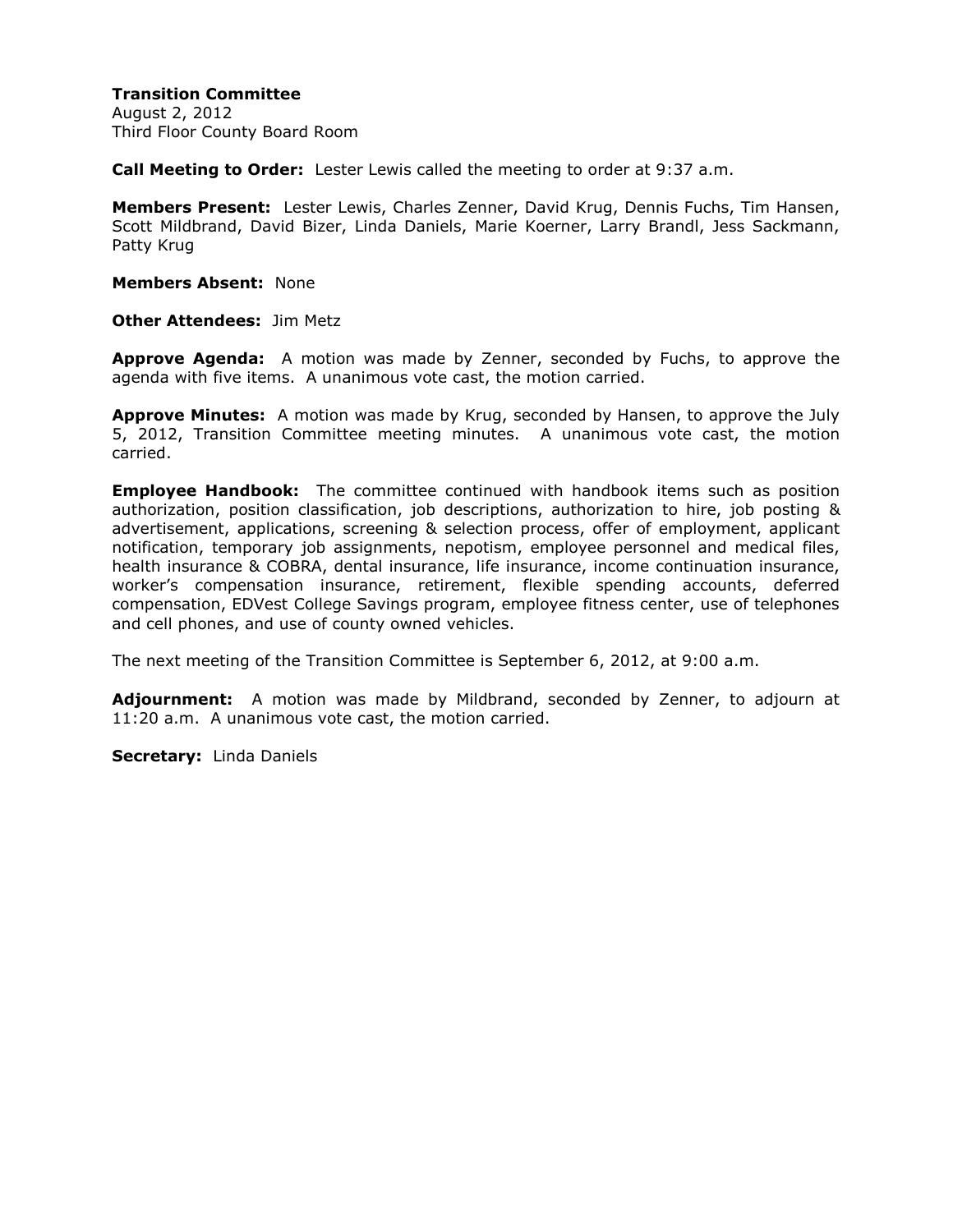**Transition Committee**
August 2, 2012
Third Floor County Board Room

**Call Meeting to Order:** Lester Lewis called the meeting to order at 9:37 a.m.

**Members Present:** Lester Lewis, Charles Zenner, David Krug, Dennis Fuchs, Tim Hansen, Scott Mildbrand, David Bizer, Linda Daniels, Marie Koerner, Larry Brandl, Jess Sackmann, Patty Krug

**Members Absent:** None

**Other Attendees:** Jim Metz

**Approve Agenda:** A motion was made by Zenner, seconded by Fuchs, to approve the agenda with five items. A unanimous vote cast, the motion carried.

**Approve Minutes:** A motion was made by Krug, seconded by Hansen, to approve the July 5, 2012, Transition Committee meeting minutes. A unanimous vote cast, the motion carried.

**Employee Handbook:** The committee continued with handbook items such as position authorization, position classification, job descriptions, authorization to hire, job posting & advertisement, applications, screening & selection process, offer of employment, applicant notification, temporary job assignments, nepotism, employee personnel and medical files, health insurance & COBRA, dental insurance, life insurance, income continuation insurance, worker's compensation insurance, retirement, flexible spending accounts, deferred compensation, EDVest College Savings program, employee fitness center, use of telephones and cell phones, and use of county owned vehicles.

The next meeting of the Transition Committee is September 6, 2012, at 9:00 a.m.

**Adjournment:** A motion was made by Mildbrand, seconded by Zenner, to adjourn at 11:20 a.m. A unanimous vote cast, the motion carried.

**Secretary:** Linda Daniels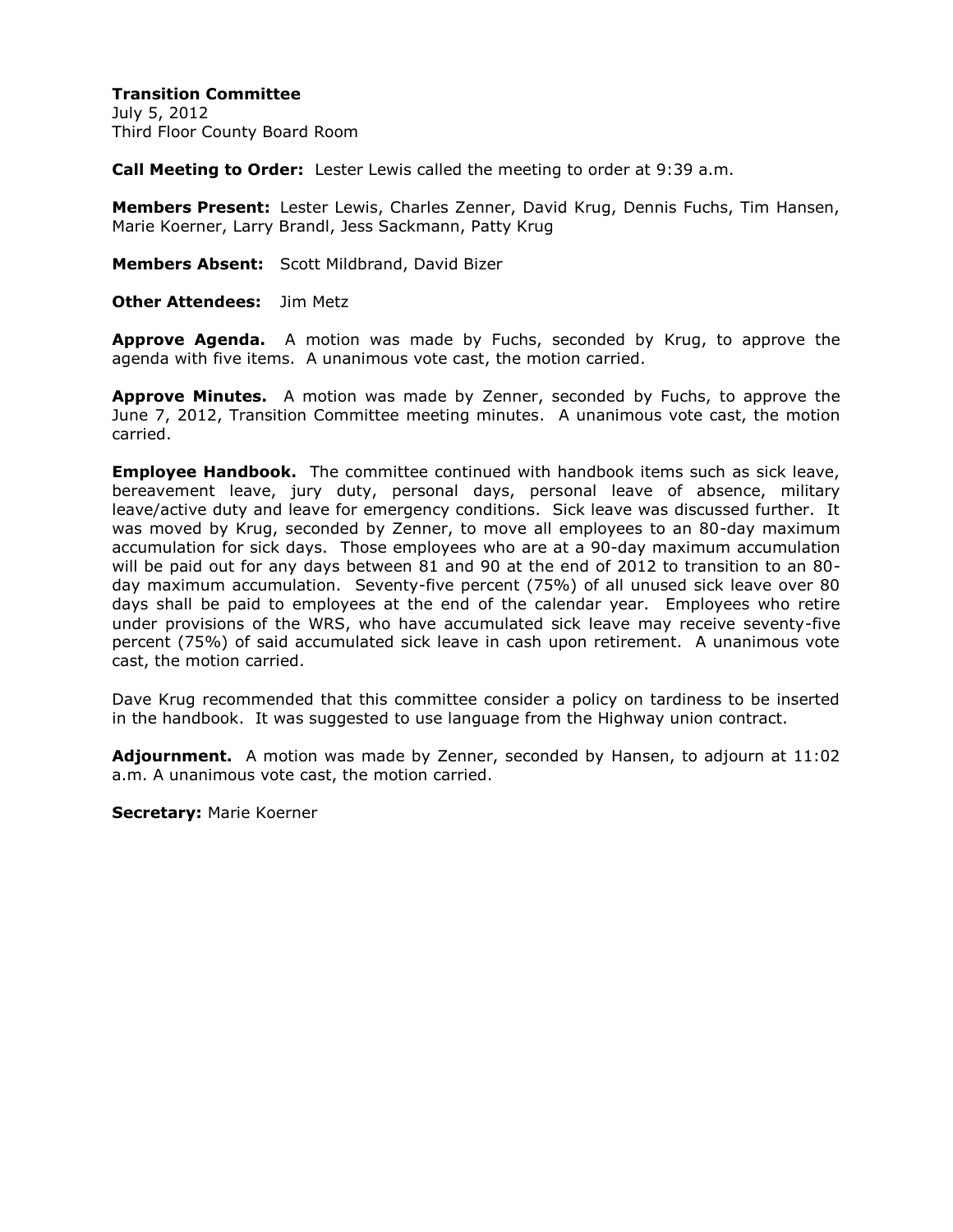**Transition Committee**
July 5, 2012
Third Floor County Board Room

**Call Meeting to Order:** Lester Lewis called the meeting to order at 9:39 a.m.

**Members Present:** Lester Lewis, Charles Zenner, David Krug, Dennis Fuchs, Tim Hansen, Marie Koerner, Larry Brandl, Jess Sackmann, Patty Krug

**Members Absent:** Scott Mildbrand, David Bizer

**Other Attendees:** Jim Metz

**Approve Agenda.** A motion was made by Fuchs, seconded by Krug, to approve the agenda with five items. A unanimous vote cast, the motion carried.

**Approve Minutes.** A motion was made by Zenner, seconded by Fuchs, to approve the June 7, 2012, Transition Committee meeting minutes. A unanimous vote cast, the motion carried.

**Employee Handbook.** The committee continued with handbook items such as sick leave, bereavement leave, jury duty, personal days, personal leave of absence, military leave/active duty and leave for emergency conditions. Sick leave was discussed further. It was moved by Krug, seconded by Zenner, to move all employees to an 80-day maximum accumulation for sick days. Those employees who are at a 90-day maximum accumulation will be paid out for any days between 81 and 90 at the end of 2012 to transition to an 80-day maximum accumulation. Seventy-five percent (75%) of all unused sick leave over 80 days shall be paid to employees at the end of the calendar year. Employees who retire under provisions of the WRS, who have accumulated sick leave may receive seventy-five percent (75%) of said accumulated sick leave in cash upon retirement. A unanimous vote cast, the motion carried.

Dave Krug recommended that this committee consider a policy on tardiness to be inserted in the handbook. It was suggested to use language from the Highway union contract.

**Adjournment.** A motion was made by Zenner, seconded by Hansen, to adjourn at 11:02 a.m. A unanimous vote cast, the motion carried.

**Secretary:** Marie Koerner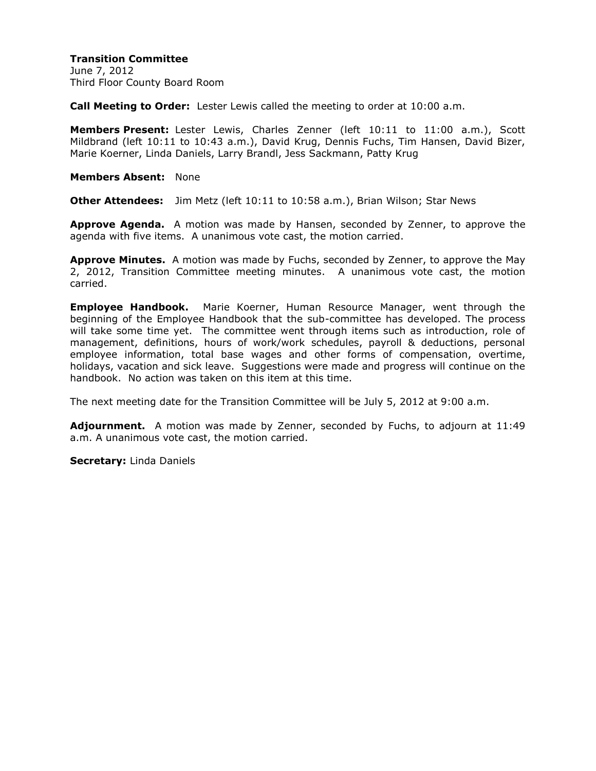**Transition Committee**
June 7, 2012
Third Floor County Board Room

**Call Meeting to Order:** Lester Lewis called the meeting to order at 10:00 a.m.

**Members Present:** Lester Lewis, Charles Zenner (left 10:11 to 11:00 a.m.), Scott Mildbrand (left 10:11 to 10:43 a.m.), David Krug, Dennis Fuchs, Tim Hansen, David Bizer, Marie Koerner, Linda Daniels, Larry Brandl, Jess Sackmann, Patty Krug

**Members Absent:** None

**Other Attendees:** Jim Metz (left 10:11 to 10:58 a.m.), Brian Wilson; Star News

**Approve Agenda.** A motion was made by Hansen, seconded by Zenner, to approve the agenda with five items. A unanimous vote cast, the motion carried.

**Approve Minutes.** A motion was made by Fuchs, seconded by Zenner, to approve the May 2, 2012, Transition Committee meeting minutes. A unanimous vote cast, the motion carried.

**Employee Handbook.** Marie Koerner, Human Resource Manager, went through the beginning of the Employee Handbook that the sub-committee has developed. The process will take some time yet. The committee went through items such as introduction, role of management, definitions, hours of work/work schedules, payroll & deductions, personal employee information, total base wages and other forms of compensation, overtime, holidays, vacation and sick leave. Suggestions were made and progress will continue on the handbook. No action was taken on this item at this time.

The next meeting date for the Transition Committee will be July 5, 2012 at 9:00 a.m.

**Adjournment.** A motion was made by Zenner, seconded by Fuchs, to adjourn at 11:49 a.m. A unanimous vote cast, the motion carried.

**Secretary:** Linda Daniels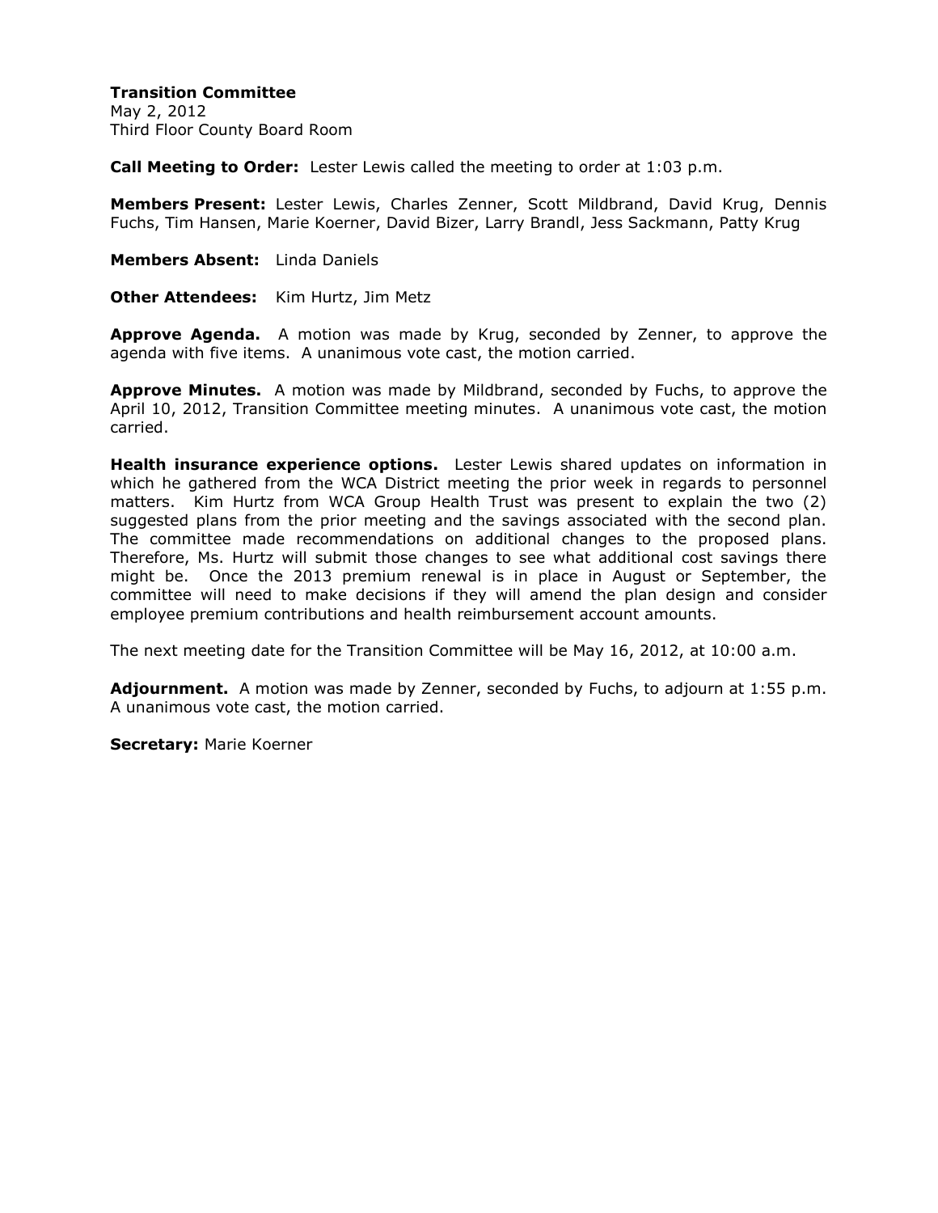**Transition Committee**
May 2, 2012
Third Floor County Board Room

**Call Meeting to Order:** Lester Lewis called the meeting to order at 1:03 p.m.

**Members Present:** Lester Lewis, Charles Zenner, Scott Mildbrand, David Krug, Dennis Fuchs, Tim Hansen, Marie Koerner, David Bizer, Larry Brandl, Jess Sackmann, Patty Krug

**Members Absent:** Linda Daniels

**Other Attendees:** Kim Hurtz, Jim Metz

**Approve Agenda.** A motion was made by Krug, seconded by Zenner, to approve the agenda with five items. A unanimous vote cast, the motion carried.

**Approve Minutes.** A motion was made by Mildbrand, seconded by Fuchs, to approve the April 10, 2012, Transition Committee meeting minutes. A unanimous vote cast, the motion carried.

**Health insurance experience options.** Lester Lewis shared updates on information in which he gathered from the WCA District meeting the prior week in regards to personnel matters. Kim Hurtz from WCA Group Health Trust was present to explain the two (2) suggested plans from the prior meeting and the savings associated with the second plan. The committee made recommendations on additional changes to the proposed plans. Therefore, Ms. Hurtz will submit those changes to see what additional cost savings there might be. Once the 2013 premium renewal is in place in August or September, the committee will need to make decisions if they will amend the plan design and consider employee premium contributions and health reimbursement account amounts.

The next meeting date for the Transition Committee will be May 16, 2012, at 10:00 a.m.

**Adjournment.** A motion was made by Zenner, seconded by Fuchs, to adjourn at 1:55 p.m. A unanimous vote cast, the motion carried.

**Secretary:** Marie Koerner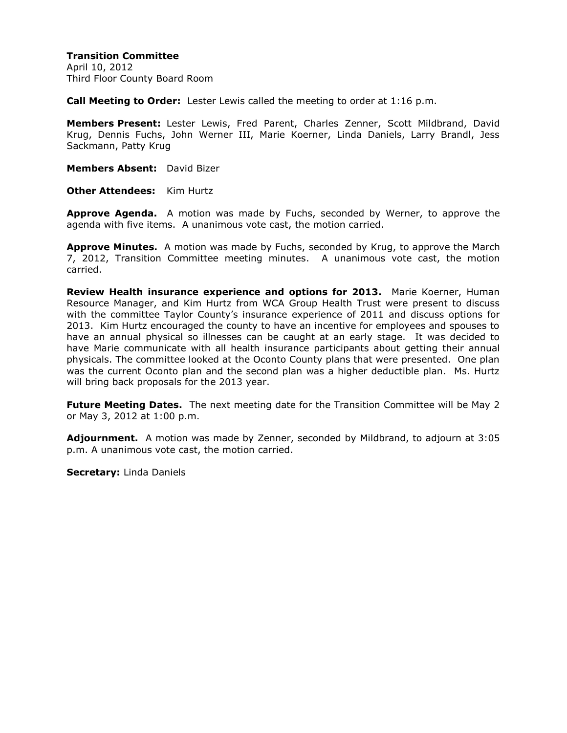**Transition Committee**
April 10, 2012
Third Floor County Board Room

**Call Meeting to Order:** Lester Lewis called the meeting to order at 1:16 p.m.

**Members Present:** Lester Lewis, Fred Parent, Charles Zenner, Scott Mildbrand, David Krug, Dennis Fuchs, John Werner III, Marie Koerner, Linda Daniels, Larry Brandl, Jess Sackmann, Patty Krug

**Members Absent:** David Bizer

**Other Attendees:** Kim Hurtz

**Approve Agenda.** A motion was made by Fuchs, seconded by Werner, to approve the agenda with five items. A unanimous vote cast, the motion carried.

**Approve Minutes.** A motion was made by Fuchs, seconded by Krug, to approve the March 7, 2012, Transition Committee meeting minutes. A unanimous vote cast, the motion carried.

**Review Health insurance experience and options for 2013.** Marie Koerner, Human Resource Manager, and Kim Hurtz from WCA Group Health Trust were present to discuss with the committee Taylor County's insurance experience of 2011 and discuss options for 2013. Kim Hurtz encouraged the county to have an incentive for employees and spouses to have an annual physical so illnesses can be caught at an early stage. It was decided to have Marie communicate with all health insurance participants about getting their annual physicals. The committee looked at the Oconto County plans that were presented. One plan was the current Oconto plan and the second plan was a higher deductible plan. Ms. Hurtz will bring back proposals for the 2013 year.

**Future Meeting Dates.** The next meeting date for the Transition Committee will be May 2 or May 3, 2012 at 1:00 p.m.

**Adjournment.** A motion was made by Zenner, seconded by Mildbrand, to adjourn at 3:05 p.m. A unanimous vote cast, the motion carried.

**Secretary:** Linda Daniels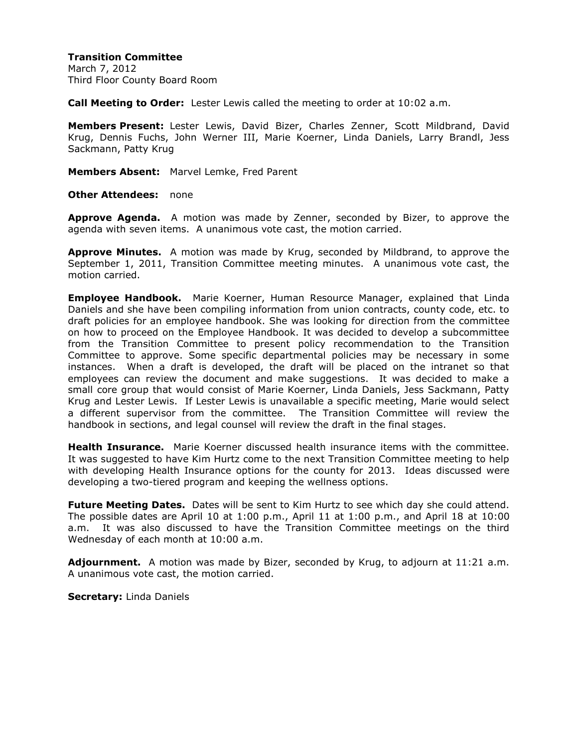**Transition Committee**
March 7, 2012
Third Floor County Board Room

**Call Meeting to Order:** Lester Lewis called the meeting to order at 10:02 a.m.

**Members Present:** Lester Lewis, David Bizer, Charles Zenner, Scott Mildbrand, David Krug, Dennis Fuchs, John Werner III, Marie Koerner, Linda Daniels, Larry Brandl, Jess Sackmann, Patty Krug

**Members Absent:** Marvel Lemke, Fred Parent

**Other Attendees:** none

**Approve Agenda.** A motion was made by Zenner, seconded by Bizer, to approve the agenda with seven items. A unanimous vote cast, the motion carried.

**Approve Minutes.** A motion was made by Krug, seconded by Mildbrand, to approve the September 1, 2011, Transition Committee meeting minutes. A unanimous vote cast, the motion carried.

**Employee Handbook.** Marie Koerner, Human Resource Manager, explained that Linda Daniels and she have been compiling information from union contracts, county code, etc. to draft policies for an employee handbook. She was looking for direction from the committee on how to proceed on the Employee Handbook. It was decided to develop a subcommittee from the Transition Committee to present policy recommendation to the Transition Committee to approve. Some specific departmental policies may be necessary in some instances. When a draft is developed, the draft will be placed on the intranet so that employees can review the document and make suggestions. It was decided to make a small core group that would consist of Marie Koerner, Linda Daniels, Jess Sackmann, Patty Krug and Lester Lewis. If Lester Lewis is unavailable a specific meeting, Marie would select a different supervisor from the committee. The Transition Committee will review the handbook in sections, and legal counsel will review the draft in the final stages.

**Health Insurance.** Marie Koerner discussed health insurance items with the committee. It was suggested to have Kim Hurtz come to the next Transition Committee meeting to help with developing Health Insurance options for the county for 2013. Ideas discussed were developing a two-tiered program and keeping the wellness options.

**Future Meeting Dates.** Dates will be sent to Kim Hurtz to see which day she could attend. The possible dates are April 10 at 1:00 p.m., April 11 at 1:00 p.m., and April 18 at 10:00 a.m. It was also discussed to have the Transition Committee meetings on the third Wednesday of each month at 10:00 a.m.

**Adjournment.** A motion was made by Bizer, seconded by Krug, to adjourn at 11:21 a.m. A unanimous vote cast, the motion carried.

**Secretary:** Linda Daniels